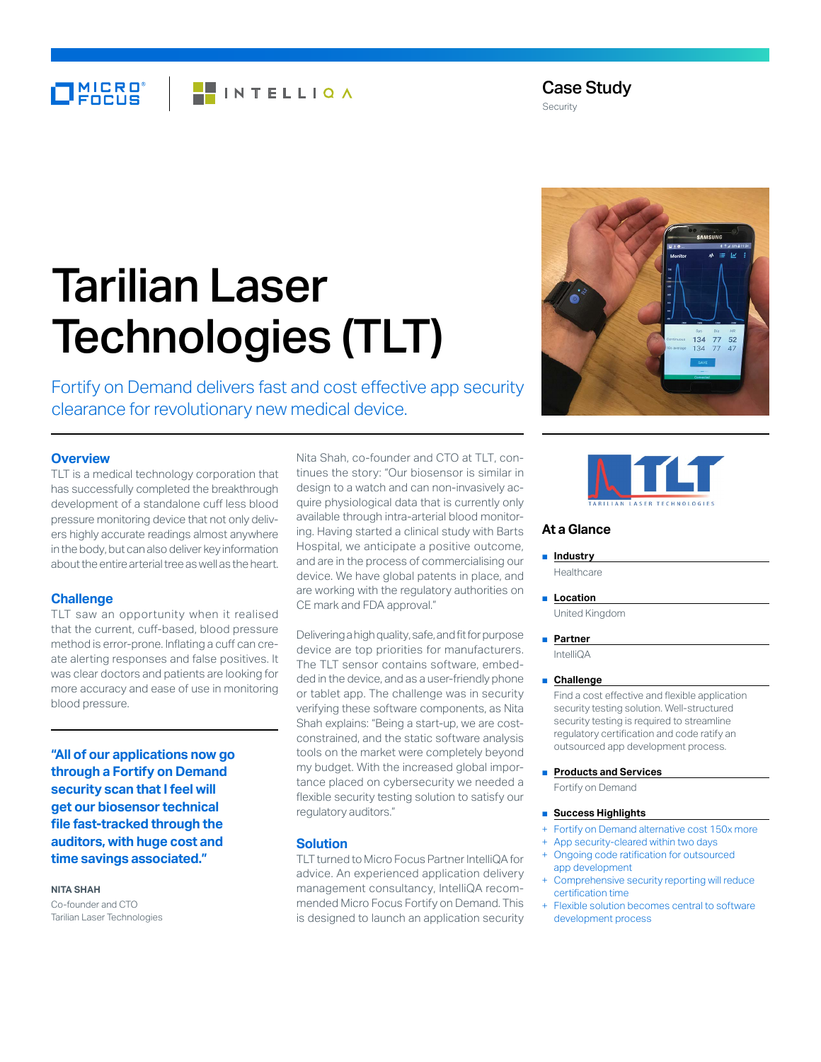Case Study

Security

# Tarilian Laser Technologies (TLT)

Fortify on Demand delivers fast and cost effective app security clearance for revolutionary new medical device.

## Overview

TLT is a medical technology corporation that has successfully completed the breakthrough development of a standalone cuff less blood pressure monitoring device that not only delivers highly accurate readings almost anywhere in the body, but can also deliver key information about the entire arterial tree as well as the heart.

## Challenge

TLT saw an opportunity when it realised that the current, cuff-based, blood pressure method is error-prone. Inflating a cuff can create alerting responses and false positives. It was clear doctors and patients are looking for more accuracy and ease of use in monitoring blood pressure.

**"All of our applications now go through a Fortify on Demand security scan that I feel will get our biosensor technical file fast-tracked through the auditors, with huge cost and time savings associated."**

**NITA SHAH**
Co-founder and CTO
Tarilian Laser Technologies

Nita Shah, co-founder and CTO at TLT, continues the story: "Our biosensor is similar in design to a watch and can non-invasively acquire physiological data that is currently only available through intra-arterial blood monitoring. Having started a clinical study with Barts Hospital, we anticipate a positive outcome, and are in the process of commercialising our device. We have global patents in place, and are working with the regulatory authorities on CE mark and FDA approval."

Delivering a high quality, safe, and fit for purpose device are top priorities for manufacturers. The TLT sensor contains software, embedded in the device, and as a user-friendly phone or tablet app. The challenge was in security verifying these software components, as Nita Shah explains: "Being a start-up, we are cost-constrained, and the static software analysis tools on the market were completely beyond my budget. With the increased global importance placed on cybersecurity we needed a flexible security testing solution to satisfy our regulatory auditors."

## Solution

TLT turned to Micro Focus Partner IntelliQA for advice. An experienced application delivery management consultancy, IntelliQA recommended Micro Focus Fortify on Demand. This is designed to launch an application security

### At a Glance

- **Industry**
  Healthcare
- **Location**
  United Kingdom
- **Partner**
  IntelliQA
- **Challenge**
  Find a cost effective and flexible application security testing solution. Well-structured security testing is required to streamline regulatory certification and code ratify an outsourced app development process.
- **Products and Services**
  Fortify on Demand
- **Success Highlights**
  - Fortify on Demand alternative cost 150x more
  - App security-cleared within two days
  - Ongoing code ratification for outsourced app development
  - Comprehensive security reporting will reduce certification time
  - Flexible solution becomes central to software development process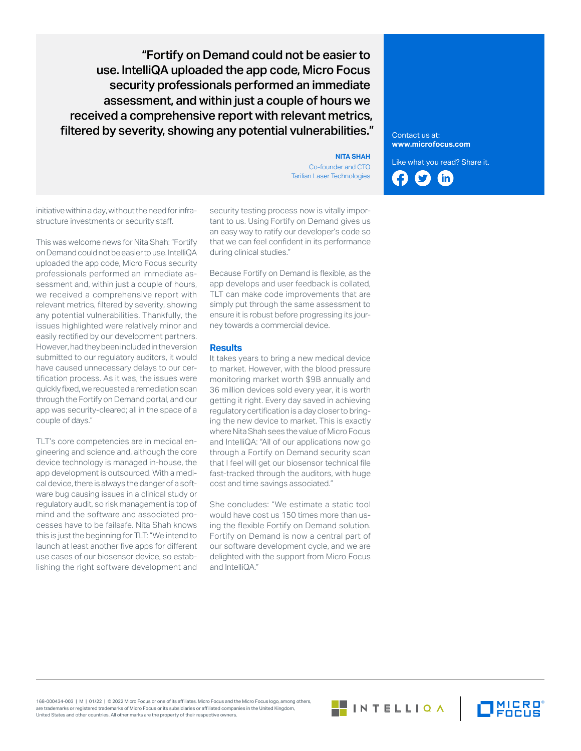"Fortify on Demand could not be easier to use. IntelliQA uploaded the app code, Micro Focus security professionals performed an immediate assessment, and within just a couple of hours we received a comprehensive report with relevant metrics, filtered by severity, showing any potential vulnerabilities."

**NITA SHAH**
Co-founder and CTO
Tarilian Laser Technologies

Contact us at:
**www.microfocus.com**

Like what you read? Share it.

initiative within a day, without the need for infrastructure investments or security staff.

This was welcome news for Nita Shah: "Fortify on Demand could not be easier to use. IntelliQA uploaded the app code, Micro Focus security professionals performed an immediate assessment and, within just a couple of hours, we received a comprehensive report with relevant metrics, filtered by severity, showing any potential vulnerabilities. Thankfully, the issues highlighted were relatively minor and easily rectified by our development partners. However, had they been included in the version submitted to our regulatory auditors, it would have caused unnecessary delays to our certification process. As it was, the issues were quickly fixed, we requested a remediation scan through the Fortify on Demand portal, and our app was security-cleared; all in the space of a couple of days."

TLT's core competencies are in medical engineering and science and, although the core device technology is managed in-house, the app development is outsourced. With a medical device, there is always the danger of a software bug causing issues in a clinical study or regulatory audit, so risk management is top of mind and the software and associated processes have to be failsafe. Nita Shah knows this is just the beginning for TLT: "We intend to launch at least another five apps for different use cases of our biosensor device, so establishing the right software development and security testing process now is vitally important to us. Using Fortify on Demand gives us an easy way to ratify our developer's code so that we can feel confident in its performance during clinical studies."

Because Fortify on Demand is flexible, as the app develops and user feedback is collated, TLT can make code improvements that are simply put through the same assessment to ensure it is robust before progressing its journey towards a commercial device.

## Results

It takes years to bring a new medical device to market. However, with the blood pressure monitoring market worth $9B annually and 36 million devices sold every year, it is worth getting it right. Every day saved in achieving regulatory certification is a day closer to bringing the new device to market. This is exactly where Nita Shah sees the value of Micro Focus and IntelliQA: "All of our applications now go through a Fortify on Demand security scan that I feel will get our biosensor technical file fast-tracked through the auditors, with huge cost and time savings associated."

She concludes: "We estimate a static tool would have cost us 150 times more than using the flexible Fortify on Demand solution. Fortify on Demand is now a central part of our software development cycle, and we are delighted with the support from Micro Focus and IntelliQA."

168-000434-003 | M | 01/22 | © 2022 Micro Focus or one of its affiliates. Micro Focus and the Micro Focus logo, among others, are trademarks or registered trademarks of Micro Focus or its subsidiaries or affiliated companies in the United Kingdom, United States and other countries. All other marks are the property of their respective owners.